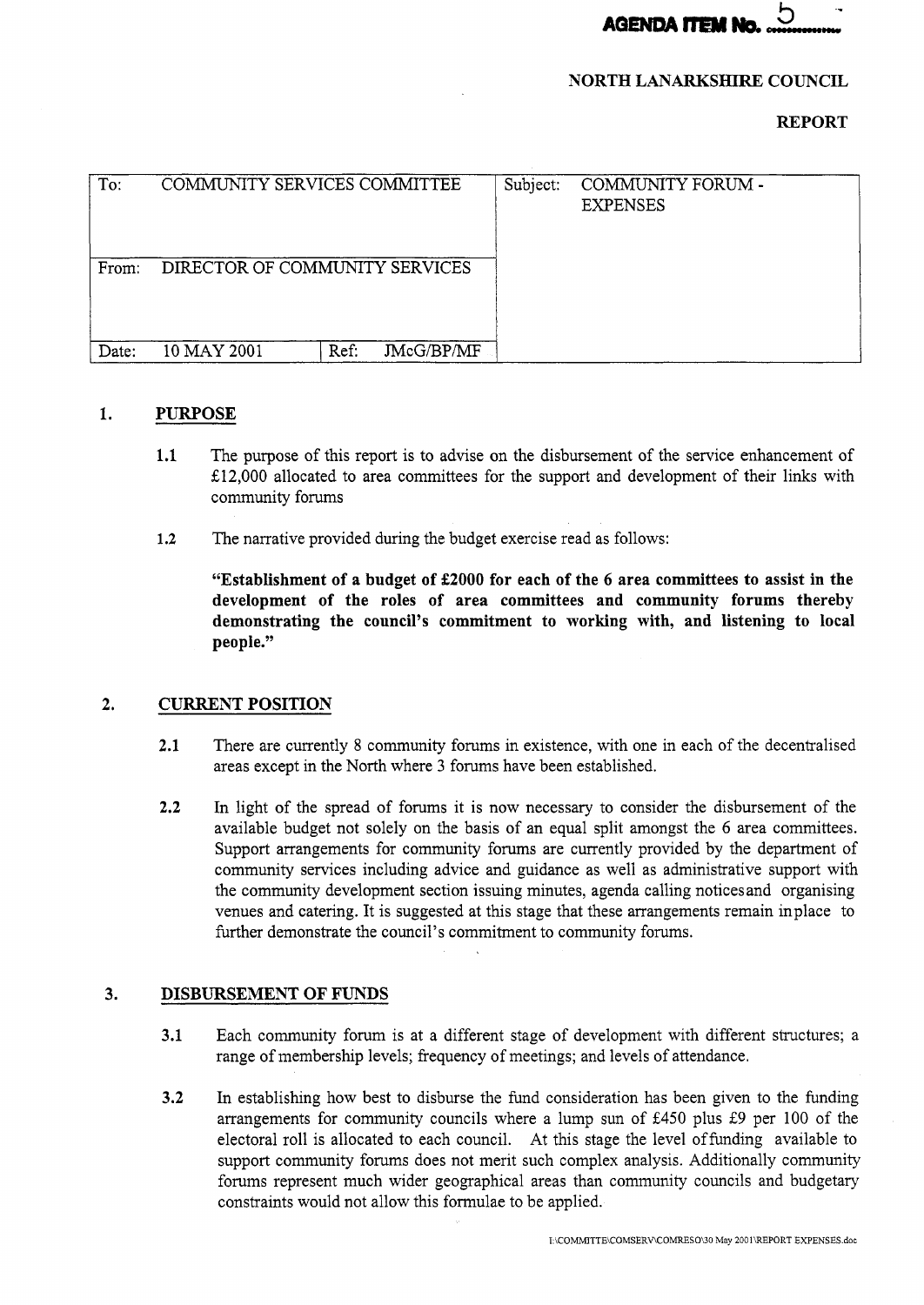**AGENDA ITEM No. 5**

**NORTH LANARKSHIRE COUNCIL**

**REPORT**

| To: COMMUNITY SERVICES COMMITTEE | | Subject: COMMUNITY FORUM - EXPENSES |
|---|---|---|
| From: DIRECTOR OF COMMUNITY SERVICES | | |
| Date: 10 MAY 2001 | Ref: JMcG/BP/MF | |

## 1. PURPOSE

1.1 The purpose of this report is to advise on the disbursement of the service enhancement of £12,000 allocated to area committees for the support and development of their links with community forums

1.2 The narrative provided during the budget exercise read as follows:

**"Establishment of a budget of £2000 for each of the 6 area committees to assist in the development of the roles of area committees and community forums thereby demonstrating the council's commitment to working with, and listening to local people."**

## 2. CURRENT POSITION

2.1 There are currently 8 community forums in existence, with one in each of the decentralised areas except in the North where 3 forums have been established.

2.2 In light of the spread of forums it is now necessary to consider the disbursement of the available budget not solely on the basis of an equal split amongst the 6 area committees. Support arrangements for community forums are currently provided by the department of community services including advice and guidance as well as administrative support with the community development section issuing minutes, agenda calling noticesand organising venues and catering. It is suggested at this stage that these arrangements remain inplace to further demonstrate the council's commitment to community forums.

## 3. DISBURSEMENT OF FUNDS

3.1 Each community forum is at a different stage of development with different structures; a range of membership levels; frequency of meetings; and levels of attendance.

3.2 In establishing how best to disburse the fund consideration has been given to the funding arrangements for community councils where a lump sun of £450 plus £9 per 100 of the electoral roll is allocated to each council. At this stage the level offunding available to support community forums does not merit such complex analysis. Additionally community forums represent much wider geographical areas than community councils and budgetary constraints would not allow this formulae to be applied.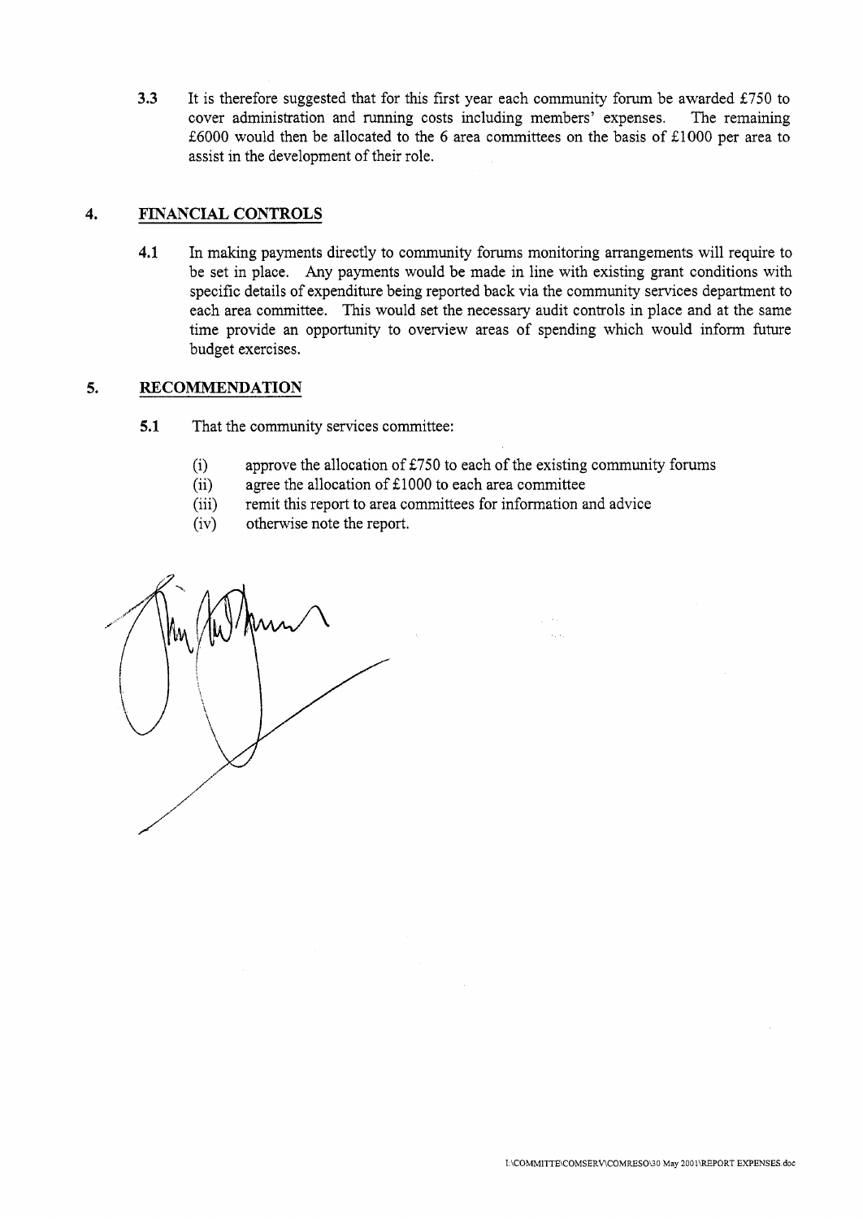**3.3** It is therefore suggested that for this first year each community forum be awarded £750 to cover administration and running costs including members' expenses. The remaining £6000 would then be allocated to the 6 area committees on the basis of £1000 per area to assist in the development of their role.

## 4. FINANCIAL CONTROLS

**4.1** In making payments directly to community forums monitoring arrangements will require to be set in place. Any payments would be made in line with existing grant conditions with specific details of expenditure being reported back via the community services department to each area committee. This would set the necessary audit controls in place and at the same time provide an opportunity to overview areas of spending which would inform future budget exercises.

## 5. RECOMMENDATION

**5.1** That the community services committee:

(i) approve the allocation of £750 to each of the existing community forums
(ii) agree the allocation of £1000 to each area committee
(iii) remit this report to area committees for information and advice
(iv) otherwise note the report.

I:\COMMITTE\COMSERV\COMRESO\30 May 2001\REPORT EXPENSES.doc